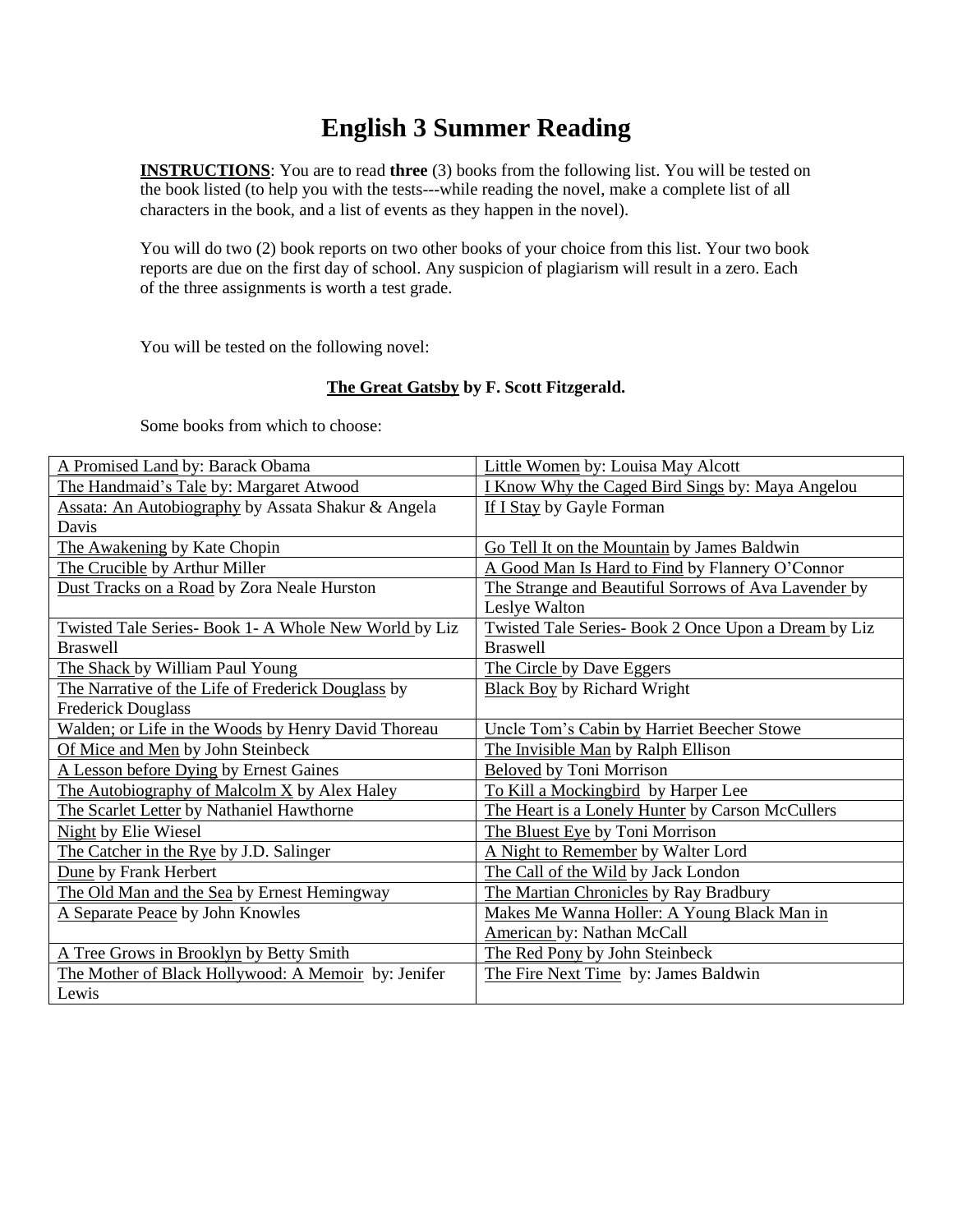# English 3 Summer Reading

**INSTRUCTIONS**: You are to read **three** (3) books from the following list. You will be tested on the book listed (to help you with the tests---while reading the novel, make a complete list of all characters in the book, and a list of events as they happen in the novel).

You will do two (2) book reports on two other books of your choice from this list. Your two book reports are due on the first day of school. Any suspicion of plagiarism will result in a zero. Each of the three assignments is worth a test grade.

You will be tested on the following novel:

**The Great Gatsby by F. Scott Fitzgerald.**

Some books from which to choose:

| | |
|---|---|
| A Promised Land by: Barack Obama | Little Women by: Louisa May Alcott |
| The Handmaid's Tale by: Margaret Atwood | I Know Why the Caged Bird Sings by: Maya Angelou |
| Assata: An Autobiography by Assata Shakur & Angela Davis | If I Stay by Gayle Forman |
| The Awakening by Kate Chopin | Go Tell It on the Mountain by James Baldwin |
| The Crucible by Arthur Miller | A Good Man Is Hard to Find by Flannery O'Connor |
| Dust Tracks on a Road by Zora Neale Hurston | The Strange and Beautiful Sorrows of Ava Lavender by Leslye Walton |
| Twisted Tale Series- Book 1- A Whole New World by Liz Braswell | Twisted Tale Series- Book 2 Once Upon a Dream by Liz Braswell |
| The Shack by William Paul Young | The Circle by Dave Eggers |
| The Narrative of the Life of Frederick Douglass by Frederick Douglass | Black Boy by Richard Wright |
| Walden; or Life in the Woods by Henry David Thoreau | Uncle Tom's Cabin by Harriet Beecher Stowe |
| Of Mice and Men by John Steinbeck | The Invisible Man by Ralph Ellison |
| A Lesson before Dying by Ernest Gaines | Beloved by Toni Morrison |
| The Autobiography of Malcolm X by Alex Haley | To Kill a Mockingbird by Harper Lee |
| The Scarlet Letter by Nathaniel Hawthorne | The Heart is a Lonely Hunter by Carson McCullers |
| Night by Elie Wiesel | The Bluest Eye by Toni Morrison |
| The Catcher in the Rye by J.D. Salinger | A Night to Remember by Walter Lord |
| Dune by Frank Herbert | The Call of the Wild by Jack London |
| The Old Man and the Sea by Ernest Hemingway | The Martian Chronicles by Ray Bradbury |
| A Separate Peace by John Knowles | Makes Me Wanna Holler: A Young Black Man in American by: Nathan McCall |
| A Tree Grows in Brooklyn by Betty Smith | The Red Pony by John Steinbeck |
| The Mother of Black Hollywood: A Memoir by: Jenifer Lewis | The Fire Next Time by: James Baldwin |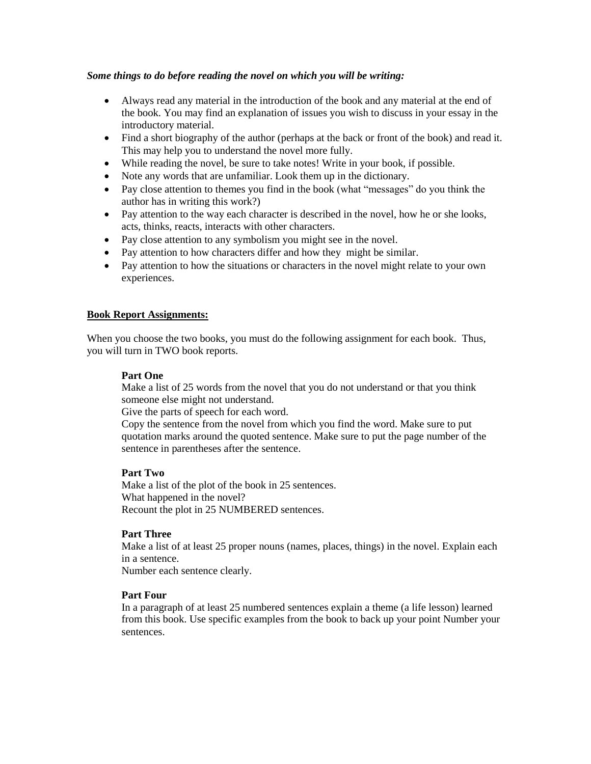***Some things to do before reading the novel on which you will be writing:***

- Always read any material in the introduction of the book and any material at the end of the book. You may find an explanation of issues you wish to discuss in your essay in the introductory material.
- Find a short biography of the author (perhaps at the back or front of the book) and read it. This may help you to understand the novel more fully.
- While reading the novel, be sure to take notes! Write in your book, if possible.
- Note any words that are unfamiliar. Look them up in the dictionary.
- Pay close attention to themes you find in the book (what "messages" do you think the author has in writing this work?)
- Pay attention to the way each character is described in the novel, how he or she looks, acts, thinks, reacts, interacts with other characters.
- Pay close attention to any symbolism you might see in the novel.
- Pay attention to how characters differ and how they might be similar.
- Pay attention to how the situations or characters in the novel might relate to your own experiences.

**Book Report Assignments:**

When you choose the two books, you must do the following assignment for each book. Thus, you will turn in TWO book reports.

**Part One**

Make a list of 25 words from the novel that you do not understand or that you think someone else might not understand.
Give the parts of speech for each word.
Copy the sentence from the novel from which you find the word. Make sure to put quotation marks around the quoted sentence. Make sure to put the page number of the sentence in parentheses after the sentence.

**Part Two**

Make a list of the plot of the book in 25 sentences.
What happened in the novel?
Recount the plot in 25 NUMBERED sentences.

**Part Three**

Make a list of at least 25 proper nouns (names, places, things) in the novel. Explain each in a sentence.
Number each sentence clearly.

**Part Four**

In a paragraph of at least 25 numbered sentences explain a theme (a life lesson) learned from this book. Use specific examples from the book to back up your point Number your sentences.